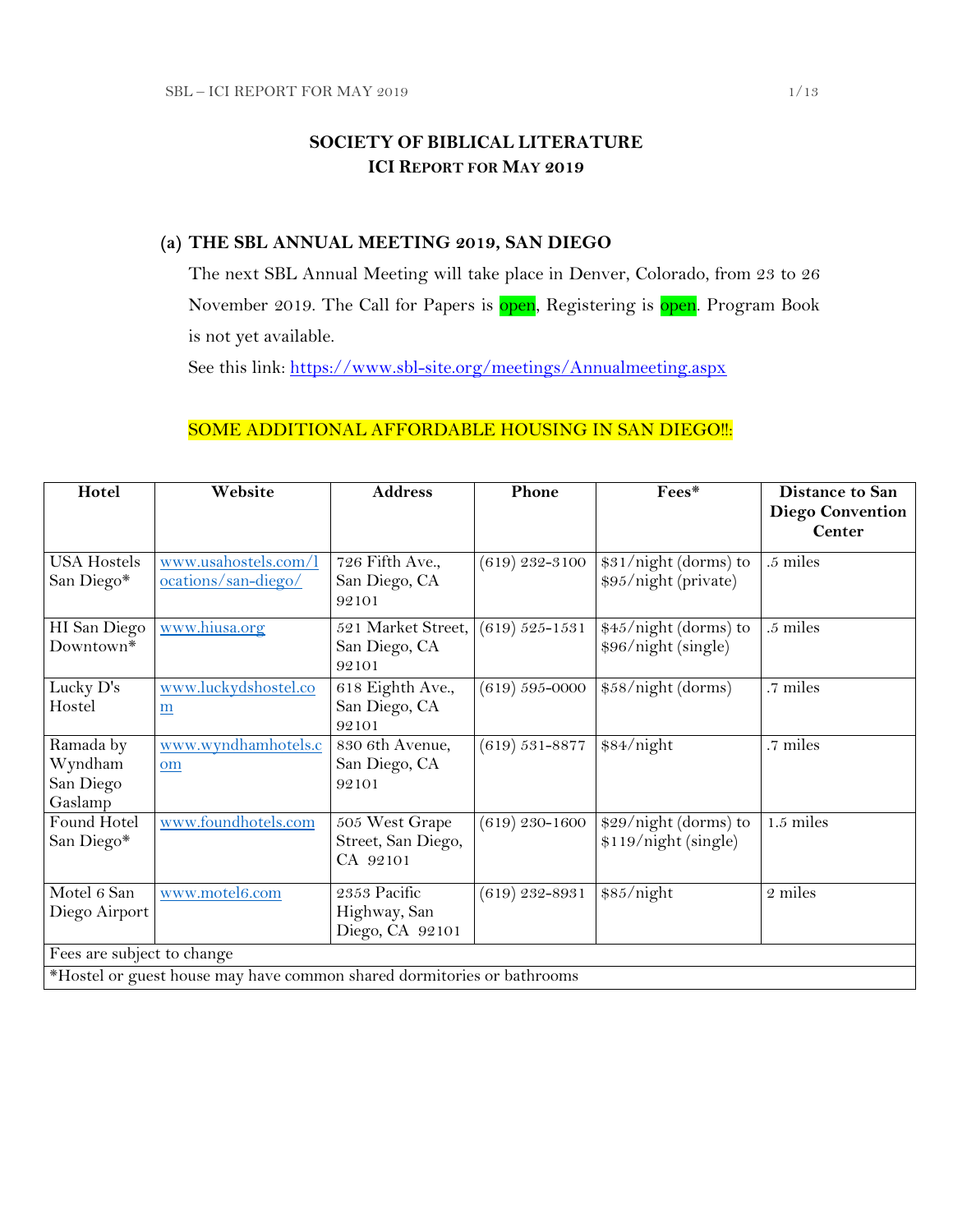# SOCIETY OF BIBLICAL LITERATURE
## ICI REPORT FOR MAY 2019

### (a) THE SBL ANNUAL MEETING 2019, SAN DIEGO

The next SBL Annual Meeting will take place in Denver, Colorado, from 23 to 26 November 2019. The Call for Papers is open, Registering is open. Program Book is not yet available.

See this link: https://www.sbl-site.org/meetings/Annualmeeting.aspx

SOME ADDITIONAL AFFORDABLE HOUSING IN SAN DIEGO!!:

| Hotel | Website | Address | Phone | Fees* | Distance to San Diego Convention Center |
|---|---|---|---|---|---|
| USA Hostels San Diego* | www.usahostels.com/locations/san-diego/ | 726 Fifth Ave., San Diego, CA 92101 | (619) 232-3100 | $31/night (dorms) to $95/night (private) | .5 miles |
| HI San Diego Downtown* | www.hiusa.org | 521 Market Street, San Diego, CA 92101 | (619) 525-1531 | $45/night (dorms) to $96/night (single) | .5 miles |
| Lucky D's Hostel | www.luckydshostel.com | 618 Eighth Ave., San Diego, CA 92101 | (619) 595-0000 | $58/night (dorms) | .7 miles |
| Ramada by Wyndham San Diego Gaslamp | www.wyndhamhotels.com | 830 6th Avenue, San Diego, CA 92101 | (619) 531-8877 | $84/night | .7 miles |
| Found Hotel San Diego* | www.foundhotels.com | 505 West Grape Street, San Diego, CA 92101 | (619) 230-1600 | $29/night (dorms) to $119/night (single) | 1.5 miles |
| Motel 6 San Diego Airport | www.motel6.com | 2353 Pacific Highway, San Diego, CA 92101 | (619) 232-8931 | $85/night | 2 miles |
| Fees are subject to change | | | | | |
| *Hostel or guest house may have common shared dormitories or bathrooms | | | | | |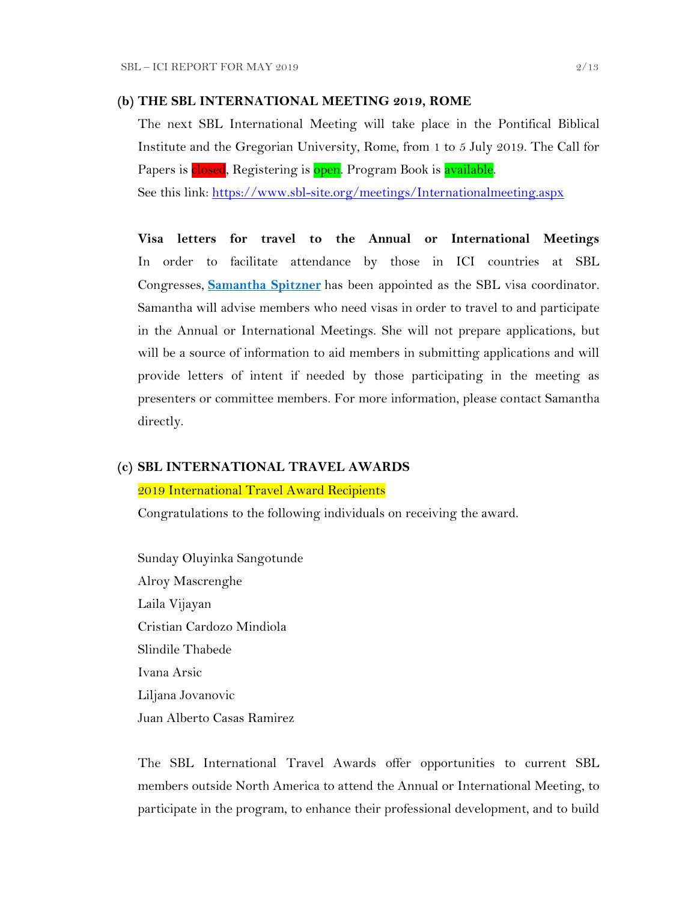**(b) THE SBL INTERNATIONAL MEETING 2019, ROME**

The next SBL International Meeting will take place in the Pontifical Biblical Institute and the Gregorian University, Rome, from 1 to 5 July 2019. The Call for Papers is closed, Registering is open. Program Book is available.

See this link: [https://www.sbl-site.org/meetings/Internationalmeeting.aspx](https://www.sbl-site.org/meetings/Internationalmeeting.aspx)

**Visa letters for travel to the Annual or International Meetings**

In order to facilitate attendance by those in ICI countries at SBL Congresses, **Samantha Spitzner** has been appointed as the SBL visa coordinator. Samantha will advise members who need visas in order to travel to and participate in the Annual or International Meetings. She will not prepare applications, but will be a source of information to aid members in submitting applications and will provide letters of intent if needed by those participating in the meeting as presenters or committee members. For more information, please contact Samantha directly.

**(c) SBL INTERNATIONAL TRAVEL AWARDS**

2019 International Travel Award Recipients

Congratulations to the following individuals on receiving the award.

Sunday Oluyinka Sangotunde
Alroy Mascrenghe
Laila Vijayan
Cristian Cardozo Mindiola
Slindile Thabede
Ivana Arsic
Liljana Jovanovic
Juan Alberto Casas Ramirez

The SBL International Travel Awards offer opportunities to current SBL members outside North America to attend the Annual or International Meeting, to participate in the program, to enhance their professional development, and to build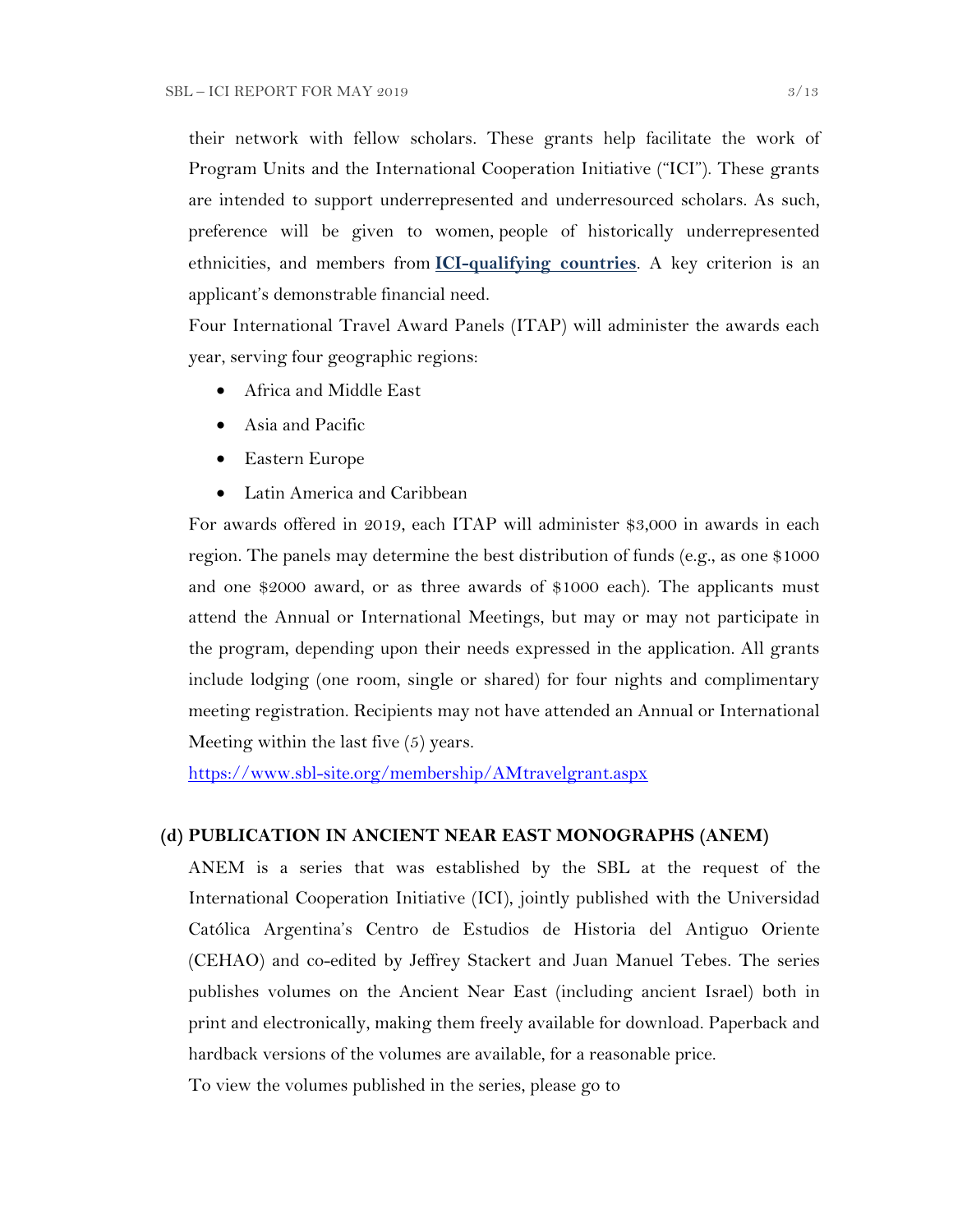their network with fellow scholars. These grants help facilitate the work of Program Units and the International Cooperation Initiative ("ICI"). These grants are intended to support underrepresented and underresourced scholars. As such, preference will be given to women, people of historically underrepresented ethnicities, and members from **ICI-qualifying countries**. A key criterion is an applicant's demonstrable financial need.

Four International Travel Award Panels (ITAP) will administer the awards each year, serving four geographic regions:

- Africa and Middle East
- Asia and Pacific
- Eastern Europe
- Latin America and Caribbean

For awards offered in 2019, each ITAP will administer $3,000 in awards in each region. The panels may determine the best distribution of funds (e.g., as one $1000 and one $2000 award, or as three awards of $1000 each). The applicants must attend the Annual or International Meetings, but may or may not participate in the program, depending upon their needs expressed in the application. All grants include lodging (one room, single or shared) for four nights and complimentary meeting registration. Recipients may not have attended an Annual or International Meeting within the last five (5) years.

https://www.sbl-site.org/membership/AMtravelgrant.aspx

### (d) PUBLICATION IN ANCIENT NEAR EAST MONOGRAPHS (ANEM)

ANEM is a series that was established by the SBL at the request of the International Cooperation Initiative (ICI), jointly published with the Universidad Católica Argentina's Centro de Estudios de Historia del Antiguo Oriente (CEHAO) and co-edited by Jeffrey Stackert and Juan Manuel Tebes. The series publishes volumes on the Ancient Near East (including ancient Israel) both in print and electronically, making them freely available for download. Paperback and hardback versions of the volumes are available, for a reasonable price.

To view the volumes published in the series, please go to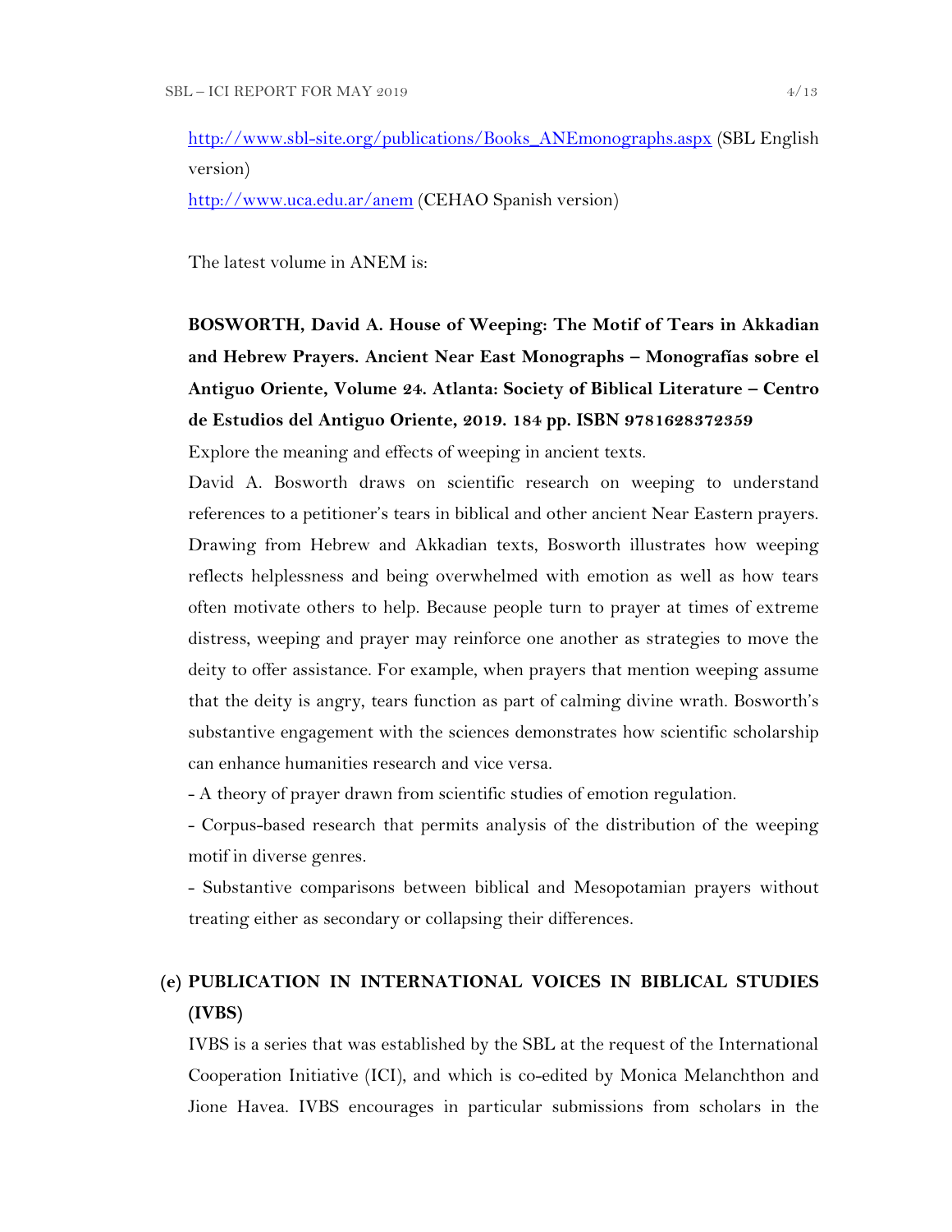http://www.sbl-site.org/publications/Books_ANEmonographs.aspx (SBL English version)

http://www.uca.edu.ar/anem (CEHAO Spanish version)

The latest volume in ANEM is:

**BOSWORTH, David A. House of Weeping: The Motif of Tears in Akkadian and Hebrew Prayers. Ancient Near East Monographs – Monografías sobre el Antiguo Oriente, Volume 24. Atlanta: Society of Biblical Literature – Centro de Estudios del Antiguo Oriente, 2019. 184 pp. ISBN 9781628372359**

Explore the meaning and effects of weeping in ancient texts.

David A. Bosworth draws on scientific research on weeping to understand references to a petitioner's tears in biblical and other ancient Near Eastern prayers. Drawing from Hebrew and Akkadian texts, Bosworth illustrates how weeping reflects helplessness and being overwhelmed with emotion as well as how tears often motivate others to help. Because people turn to prayer at times of extreme distress, weeping and prayer may reinforce one another as strategies to move the deity to offer assistance. For example, when prayers that mention weeping assume that the deity is angry, tears function as part of calming divine wrath. Bosworth's substantive engagement with the sciences demonstrates how scientific scholarship can enhance humanities research and vice versa.

- A theory of prayer drawn from scientific studies of emotion regulation.
- Corpus-based research that permits analysis of the distribution of the weeping motif in diverse genres.
- Substantive comparisons between biblical and Mesopotamian prayers without treating either as secondary or collapsing their differences.

**(e) PUBLICATION IN INTERNATIONAL VOICES IN BIBLICAL STUDIES (IVBS)**

IVBS is a series that was established by the SBL at the request of the International Cooperation Initiative (ICI), and which is co-edited by Monica Melanchthon and Jione Havea. IVBS encourages in particular submissions from scholars in the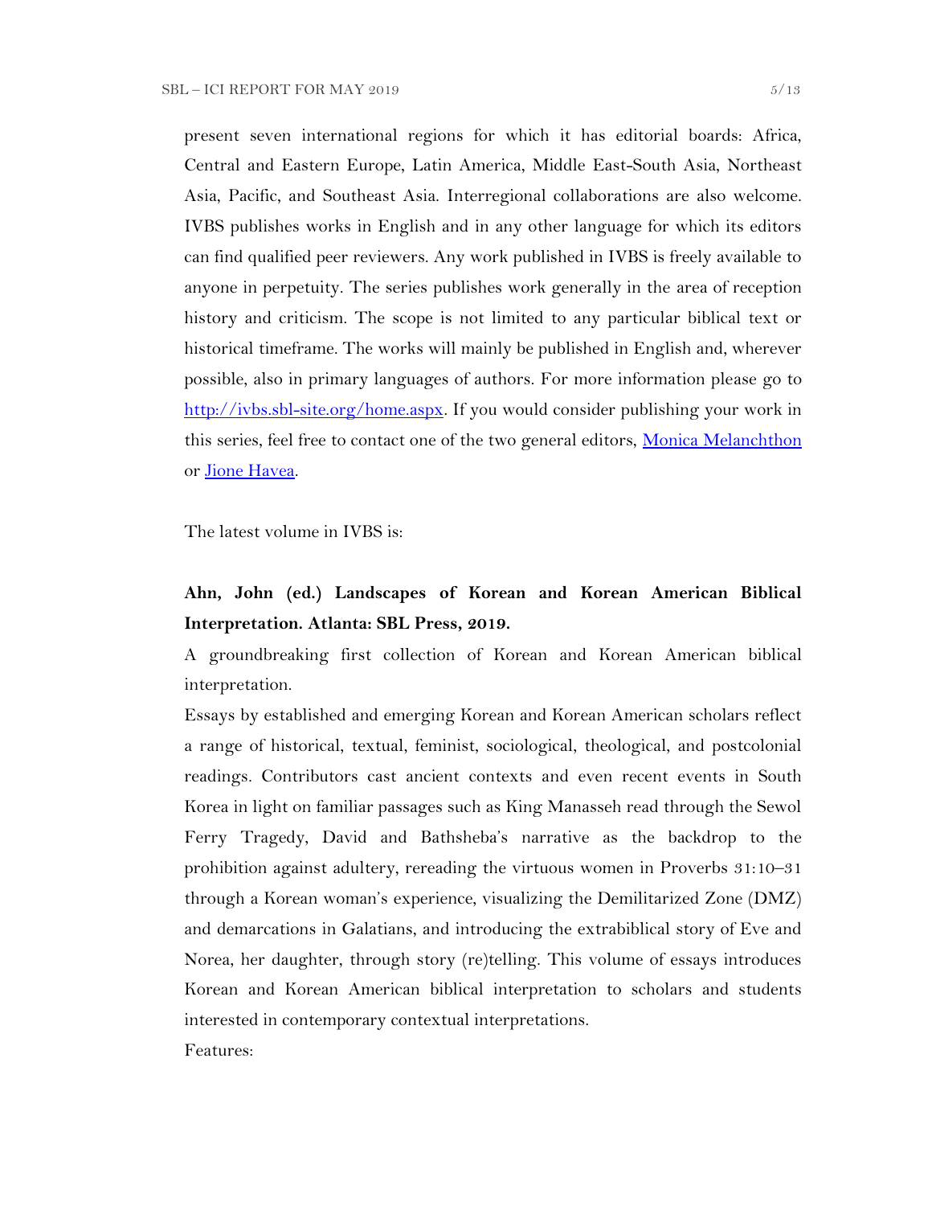present seven international regions for which it has editorial boards: Africa, Central and Eastern Europe, Latin America, Middle East-South Asia, Northeast Asia, Pacific, and Southeast Asia. Interregional collaborations are also welcome. IVBS publishes works in English and in any other language for which its editors can find qualified peer reviewers. Any work published in IVBS is freely available to anyone in perpetuity. The series publishes work generally in the area of reception history and criticism. The scope is not limited to any particular biblical text or historical timeframe. The works will mainly be published in English and, wherever possible, also in primary languages of authors. For more information please go to [http://ivbs.sbl-site.org/home.aspx](http://ivbs.sbl-site.org/home.aspx). If you would consider publishing your work in this series, feel free to contact one of the two general editors, Monica Melanchthon or Jione Havea.

The latest volume in IVBS is:

**Ahn, John (ed.) Landscapes of Korean and Korean American Biblical Interpretation. Atlanta: SBL Press, 2019.**

A groundbreaking first collection of Korean and Korean American biblical interpretation.

Essays by established and emerging Korean and Korean American scholars reflect a range of historical, textual, feminist, sociological, theological, and postcolonial readings. Contributors cast ancient contexts and even recent events in South Korea in light on familiar passages such as King Manasseh read through the Sewol Ferry Tragedy, David and Bathsheba's narrative as the backdrop to the prohibition against adultery, rereading the virtuous women in Proverbs 31:10–31 through a Korean woman's experience, visualizing the Demilitarized Zone (DMZ) and demarcations in Galatians, and introducing the extrabiblical story of Eve and Norea, her daughter, through story (re)telling. This volume of essays introduces Korean and Korean American biblical interpretation to scholars and students interested in contemporary contextual interpretations.

Features: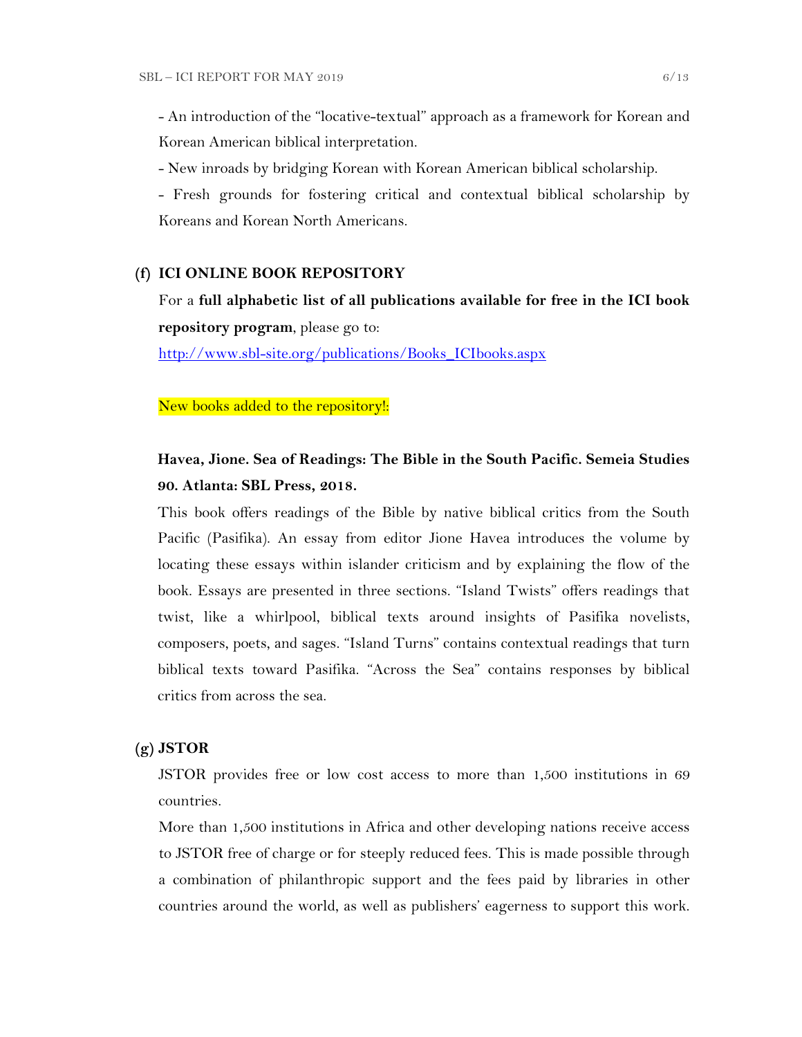- An introduction of the "locative-textual" approach as a framework for Korean and Korean American biblical interpretation.
- New inroads by bridging Korean with Korean American biblical scholarship.
- Fresh grounds for fostering critical and contextual biblical scholarship by Koreans and Korean North Americans.

### (f) ICI ONLINE BOOK REPOSITORY

For a **full alphabetic list of all publications available for free in the ICI book repository program**, please go to:

[http://www.sbl-site.org/publications/Books_ICIbooks.aspx](http://www.sbl-site.org/publications/Books_ICIbooks.aspx)

New books added to the repository!:

**Havea, Jione. Sea of Readings: The Bible in the South Pacific. Semeia Studies 90. Atlanta: SBL Press, 2018.**

This book offers readings of the Bible by native biblical critics from the South Pacific (Pasifika). An essay from editor Jione Havea introduces the volume by locating these essays within islander criticism and by explaining the flow of the book. Essays are presented in three sections. "Island Twists" offers readings that twist, like a whirlpool, biblical texts around insights of Pasifika novelists, composers, poets, and sages. "Island Turns" contains contextual readings that turn biblical texts toward Pasifika. "Across the Sea" contains responses by biblical critics from across the sea.

### (g) JSTOR

JSTOR provides free or low cost access to more than 1,500 institutions in 69 countries.

More than 1,500 institutions in Africa and other developing nations receive access to JSTOR free of charge or for steeply reduced fees. This is made possible through a combination of philanthropic support and the fees paid by libraries in other countries around the world, as well as publishers' eagerness to support this work.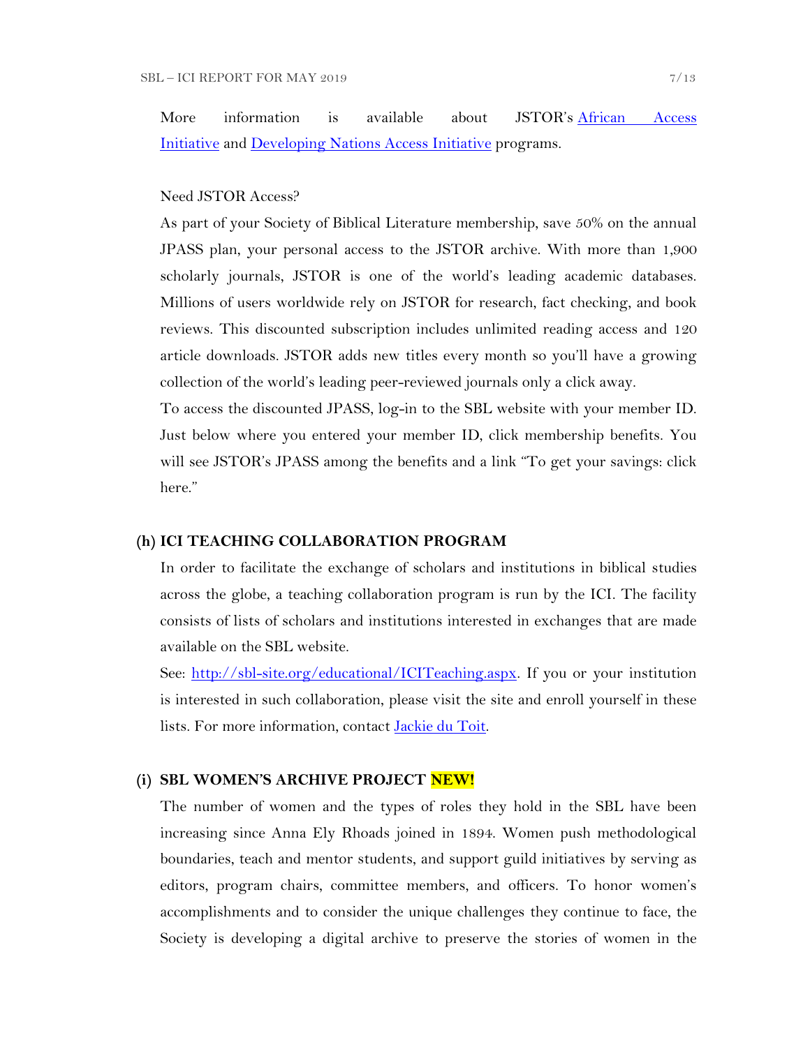More information is available about JSTOR's African Access Initiative and Developing Nations Access Initiative programs.

Need JSTOR Access?

As part of your Society of Biblical Literature membership, save 50% on the annual JPASS plan, your personal access to the JSTOR archive. With more than 1,900 scholarly journals, JSTOR is one of the world's leading academic databases. Millions of users worldwide rely on JSTOR for research, fact checking, and book reviews. This discounted subscription includes unlimited reading access and 120 article downloads. JSTOR adds new titles every month so you'll have a growing collection of the world's leading peer-reviewed journals only a click away.

To access the discounted JPASS, log-in to the SBL website with your member ID. Just below where you entered your member ID, click membership benefits. You will see JSTOR's JPASS among the benefits and a link "To get your savings: click here."

### (h) ICI TEACHING COLLABORATION PROGRAM

In order to facilitate the exchange of scholars and institutions in biblical studies across the globe, a teaching collaboration program is run by the ICI. The facility consists of lists of scholars and institutions interested in exchanges that are made available on the SBL website.

See: http://sbl-site.org/educational/ICITeaching.aspx. If you or your institution is interested in such collaboration, please visit the site and enroll yourself in these lists. For more information, contact Jackie du Toit.

### (i) SBL WOMEN'S ARCHIVE PROJECT NEW!

The number of women and the types of roles they hold in the SBL have been increasing since Anna Ely Rhoads joined in 1894. Women push methodological boundaries, teach and mentor students, and support guild initiatives by serving as editors, program chairs, committee members, and officers. To honor women's accomplishments and to consider the unique challenges they continue to face, the Society is developing a digital archive to preserve the stories of women in the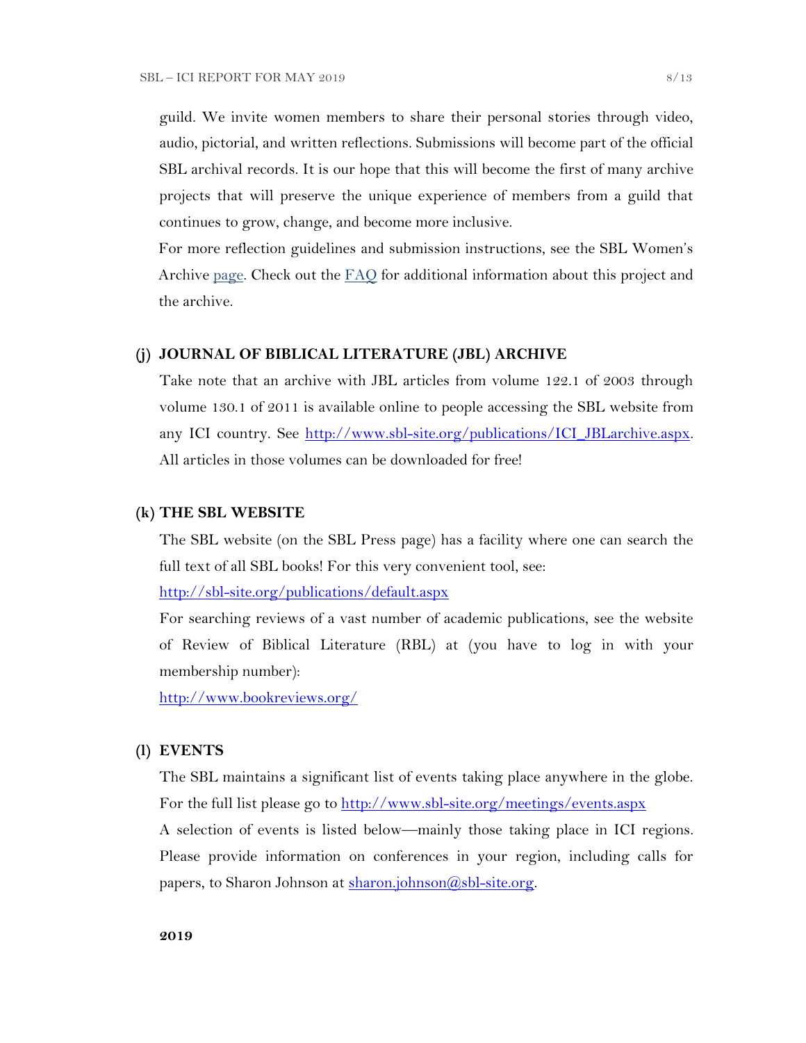guild. We invite women members to share their personal stories through video, audio, pictorial, and written reflections. Submissions will become part of the official SBL archival records. It is our hope that this will become the first of many archive projects that will preserve the unique experience of members from a guild that continues to grow, change, and become more inclusive.

For more reflection guidelines and submission instructions, see the SBL Women's Archive page. Check out the FAQ for additional information about this project and the archive.

### (j) JOURNAL OF BIBLICAL LITERATURE (JBL) ARCHIVE

Take note that an archive with JBL articles from volume 122.1 of 2003 through volume 130.1 of 2011 is available online to people accessing the SBL website from any ICI country. See http://www.sbl-site.org/publications/ICI_JBLarchive.aspx. All articles in those volumes can be downloaded for free!

### (k) THE SBL WEBSITE

The SBL website (on the SBL Press page) has a facility where one can search the full text of all SBL books! For this very convenient tool, see:

http://sbl-site.org/publications/default.aspx

For searching reviews of a vast number of academic publications, see the website of Review of Biblical Literature (RBL) at (you have to log in with your membership number):

http://www.bookreviews.org/

### (l) EVENTS

The SBL maintains a significant list of events taking place anywhere in the globe. For the full list please go to http://www.sbl-site.org/meetings/events.aspx

A selection of events is listed below—mainly those taking place in ICI regions. Please provide information on conferences in your region, including calls for papers, to Sharon Johnson at sharon.johnson@sbl-site.org.

**2019**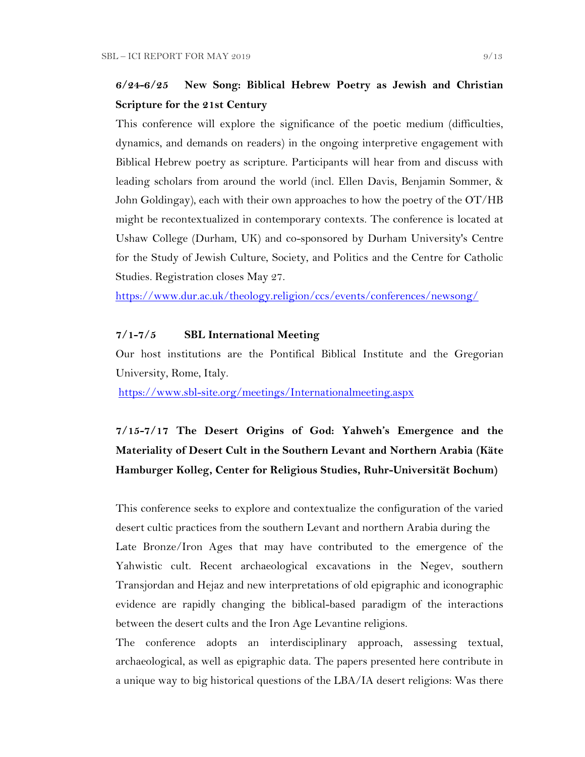**6/24-6/25 New Song: Biblical Hebrew Poetry as Jewish and Christian Scripture for the 21st Century**

This conference will explore the significance of the poetic medium (difficulties, dynamics, and demands on readers) in the ongoing interpretive engagement with Biblical Hebrew poetry as scripture. Participants will hear from and discuss with leading scholars from around the world (incl. Ellen Davis, Benjamin Sommer, & John Goldingay), each with their own approaches to how the poetry of the OT/HB might be recontextualized in contemporary contexts. The conference is located at Ushaw College (Durham, UK) and co-sponsored by Durham University's Centre for the Study of Jewish Culture, Society, and Politics and the Centre for Catholic Studies. Registration closes May 27.

https://www.dur.ac.uk/theology.religion/ccs/events/conferences/newsong/

**7/1-7/5 SBL International Meeting**

Our host institutions are the Pontifical Biblical Institute and the Gregorian University, Rome, Italy.

https://www.sbl-site.org/meetings/Internationalmeeting.aspx

**7/15-7/17 The Desert Origins of God: Yahweh's Emergence and the Materiality of Desert Cult in the Southern Levant and Northern Arabia (Käte Hamburger Kolleg, Center for Religious Studies, Ruhr-Universität Bochum)**

This conference seeks to explore and contextualize the configuration of the varied desert cultic practices from the southern Levant and northern Arabia during the Late Bronze/Iron Ages that may have contributed to the emergence of the Yahwistic cult. Recent archaeological excavations in the Negev, southern Transjordan and Hejaz and new interpretations of old epigraphic and iconographic evidence are rapidly changing the biblical-based paradigm of the interactions between the desert cults and the Iron Age Levantine religions.

The conference adopts an interdisciplinary approach, assessing textual, archaeological, as well as epigraphic data. The papers presented here contribute in a unique way to big historical questions of the LBA/IA desert religions: Was there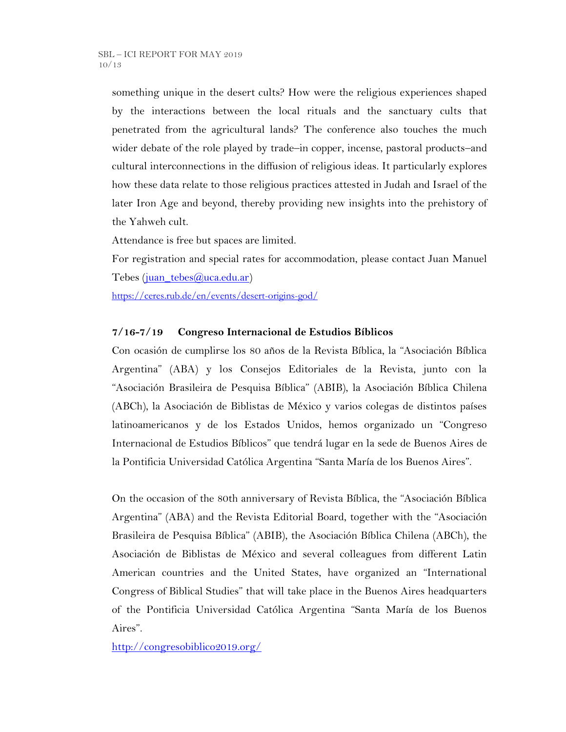something unique in the desert cults? How were the religious experiences shaped by the interactions between the local rituals and the sanctuary cults that penetrated from the agricultural lands? The conference also touches the much wider debate of the role played by trade–in copper, incense, pastoral products–and cultural interconnections in the diffusion of religious ideas. It particularly explores how these data relate to those religious practices attested in Judah and Israel of the later Iron Age and beyond, thereby providing new insights into the prehistory of the Yahweh cult.

Attendance is free but spaces are limited.

For registration and special rates for accommodation, please contact Juan Manuel Tebes (juan_tebes@uca.edu.ar)

https://ceres.rub.de/en/events/desert-origins-god/

**7/16-7/19 Congreso Internacional de Estudios Bíblicos**

Con ocasión de cumplirse los 80 años de la Revista Bíblica, la "Asociación Bíblica Argentina" (ABA) y los Consejos Editoriales de la Revista, junto con la "Asociación Brasileira de Pesquisa Bíblica" (ABIB), la Asociación Bíblica Chilena (ABCh), la Asociación de Biblistas de México y varios colegas de distintos países latinoamericanos y de los Estados Unidos, hemos organizado un "Congreso Internacional de Estudios Bíblicos" que tendrá lugar en la sede de Buenos Aires de la Pontificia Universidad Católica Argentina "Santa María de los Buenos Aires".

On the occasion of the 80th anniversary of Revista Bíblica, the "Asociación Bíblica Argentina" (ABA) and the Revista Editorial Board, together with the "Asociación Brasileira de Pesquisa Bíblica" (ABIB), the Asociación Bíblica Chilena (ABCh), the Asociación de Biblistas de México and several colleagues from different Latin American countries and the United States, have organized an "International Congress of Biblical Studies" that will take place in the Buenos Aires headquarters of the Pontificia Universidad Católica Argentina "Santa María de los Buenos Aires".

http://congresobiblico2019.org/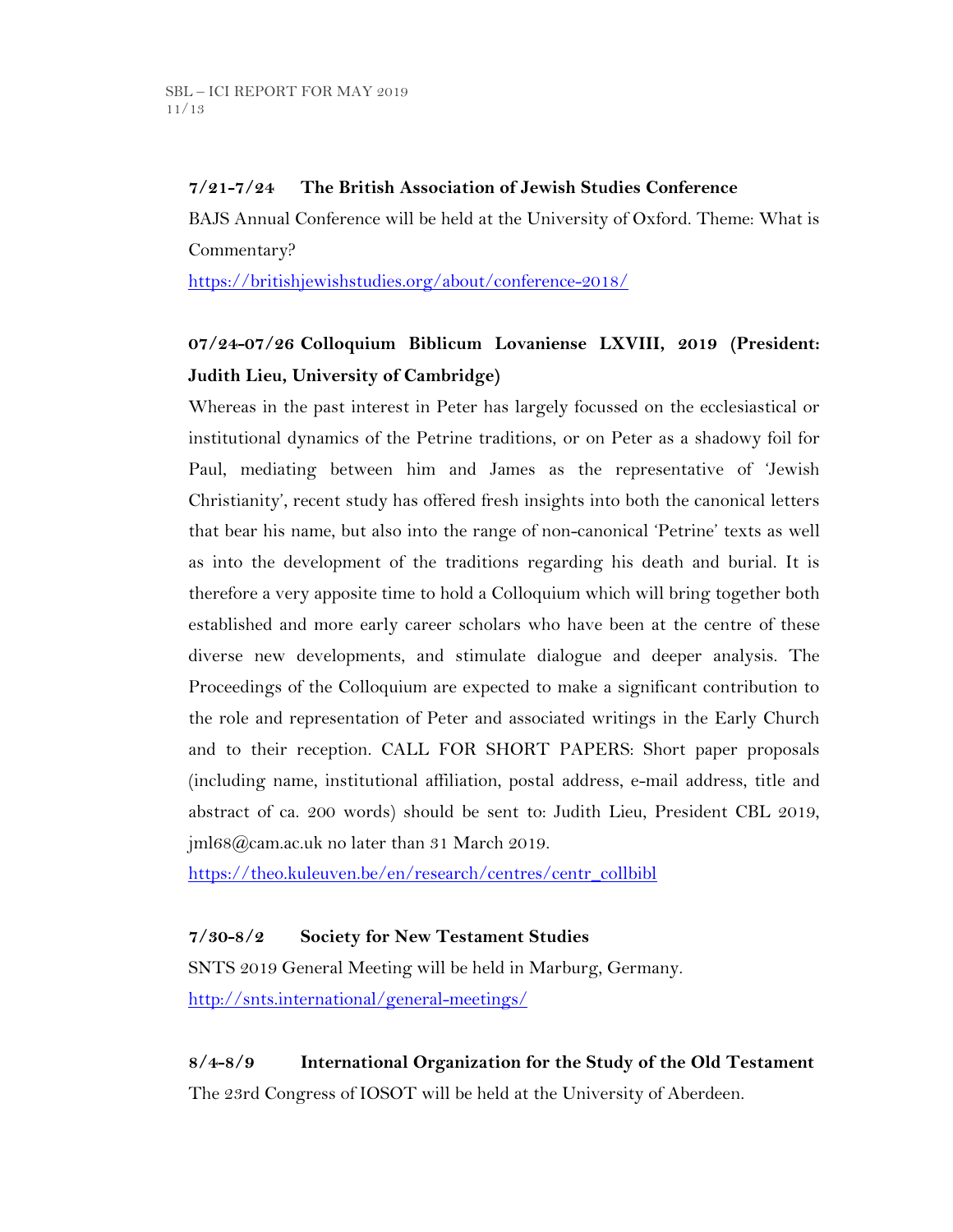**7/21-7/24 The British Association of Jewish Studies Conference**

BAJS Annual Conference will be held at the University of Oxford. Theme: What is Commentary?

https://britishjewishstudies.org/about/conference-2018/

**07/24-07/26 Colloquium Biblicum Lovaniense LXVIII, 2019 (President: Judith Lieu, University of Cambridge)**

Whereas in the past interest in Peter has largely focussed on the ecclesiastical or institutional dynamics of the Petrine traditions, or on Peter as a shadowy foil for Paul, mediating between him and James as the representative of 'Jewish Christianity', recent study has offered fresh insights into both the canonical letters that bear his name, but also into the range of non-canonical 'Petrine' texts as well as into the development of the traditions regarding his death and burial. It is therefore a very apposite time to hold a Colloquium which will bring together both established and more early career scholars who have been at the centre of these diverse new developments, and stimulate dialogue and deeper analysis. The Proceedings of the Colloquium are expected to make a significant contribution to the role and representation of Peter and associated writings in the Early Church and to their reception. CALL FOR SHORT PAPERS: Short paper proposals (including name, institutional affiliation, postal address, e-mail address, title and abstract of ca. 200 words) should be sent to: Judith Lieu, President CBL 2019, jml68@cam.ac.uk no later than 31 March 2019.

https://theo.kuleuven.be/en/research/centres/centr_collbibl

**7/30-8/2 Society for New Testament Studies**

SNTS 2019 General Meeting will be held in Marburg, Germany.

http://snts.international/general-meetings/

**8/4-8/9 International Organization for the Study of the Old Testament**

The 23rd Congress of IOSOT will be held at the University of Aberdeen.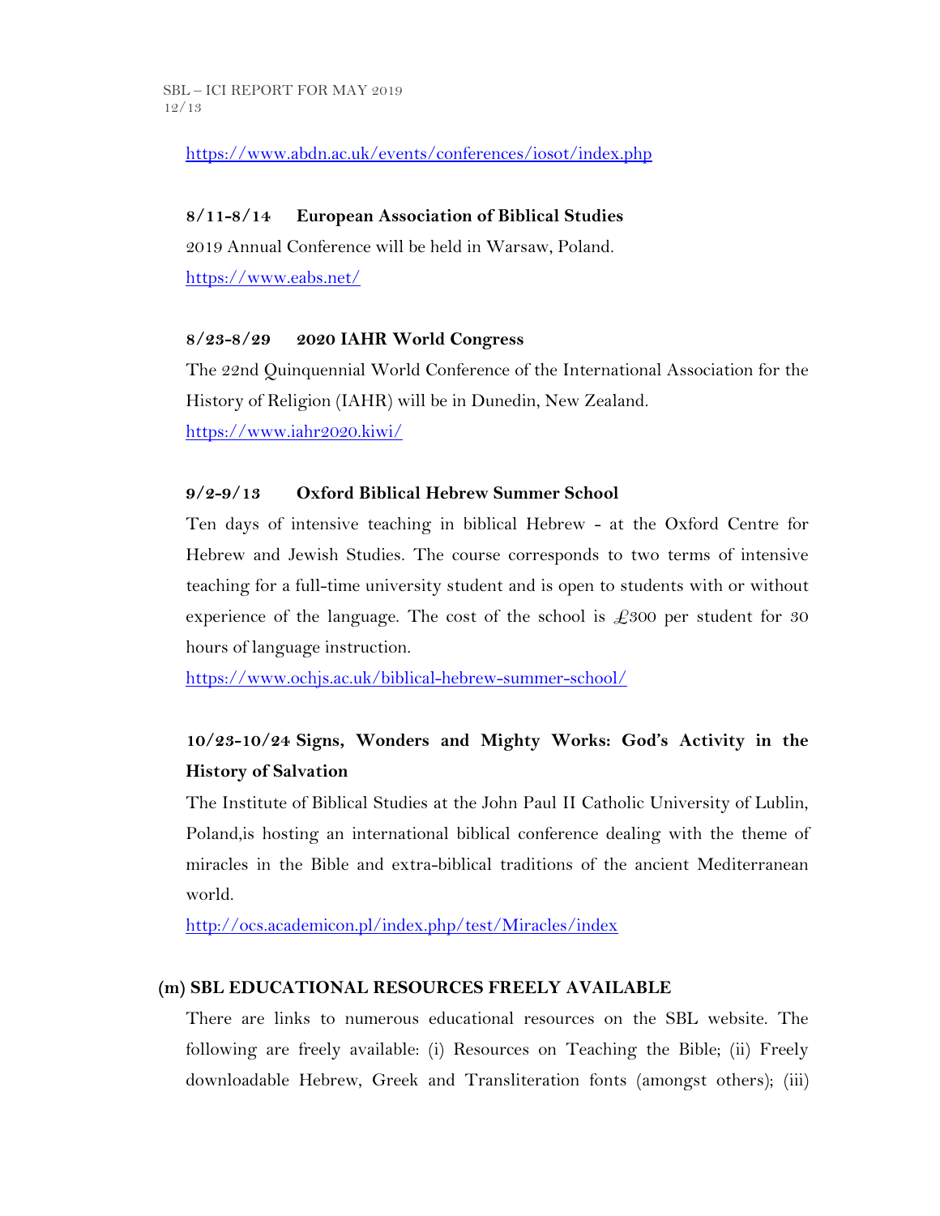https://www.abdn.ac.uk/events/conferences/iosot/index.php

**8/11-8/14 European Association of Biblical Studies**

2019 Annual Conference will be held in Warsaw, Poland.

https://www.eabs.net/

**8/23-8/29 2020 IAHR World Congress**

The 22nd Quinquennial World Conference of the International Association for the History of Religion (IAHR) will be in Dunedin, New Zealand.

https://www.iahr2020.kiwi/

**9/2-9/13 Oxford Biblical Hebrew Summer School**

Ten days of intensive teaching in biblical Hebrew - at the Oxford Centre for Hebrew and Jewish Studies. The course corresponds to two terms of intensive teaching for a full-time university student and is open to students with or without experience of the language. The cost of the school is £300 per student for 30 hours of language instruction.

https://www.ochjs.ac.uk/biblical-hebrew-summer-school/

**10/23-10/24 Signs, Wonders and Mighty Works: God's Activity in the History of Salvation**

The Institute of Biblical Studies at the John Paul II Catholic University of Lublin, Poland,is hosting an international biblical conference dealing with the theme of miracles in the Bible and extra-biblical traditions of the ancient Mediterranean world.

http://ocs.academicon.pl/index.php/test/Miracles/index

**(m) SBL EDUCATIONAL RESOURCES FREELY AVAILABLE**

There are links to numerous educational resources on the SBL website. The following are freely available: (i) Resources on Teaching the Bible; (ii) Freely downloadable Hebrew, Greek and Transliteration fonts (amongst others); (iii)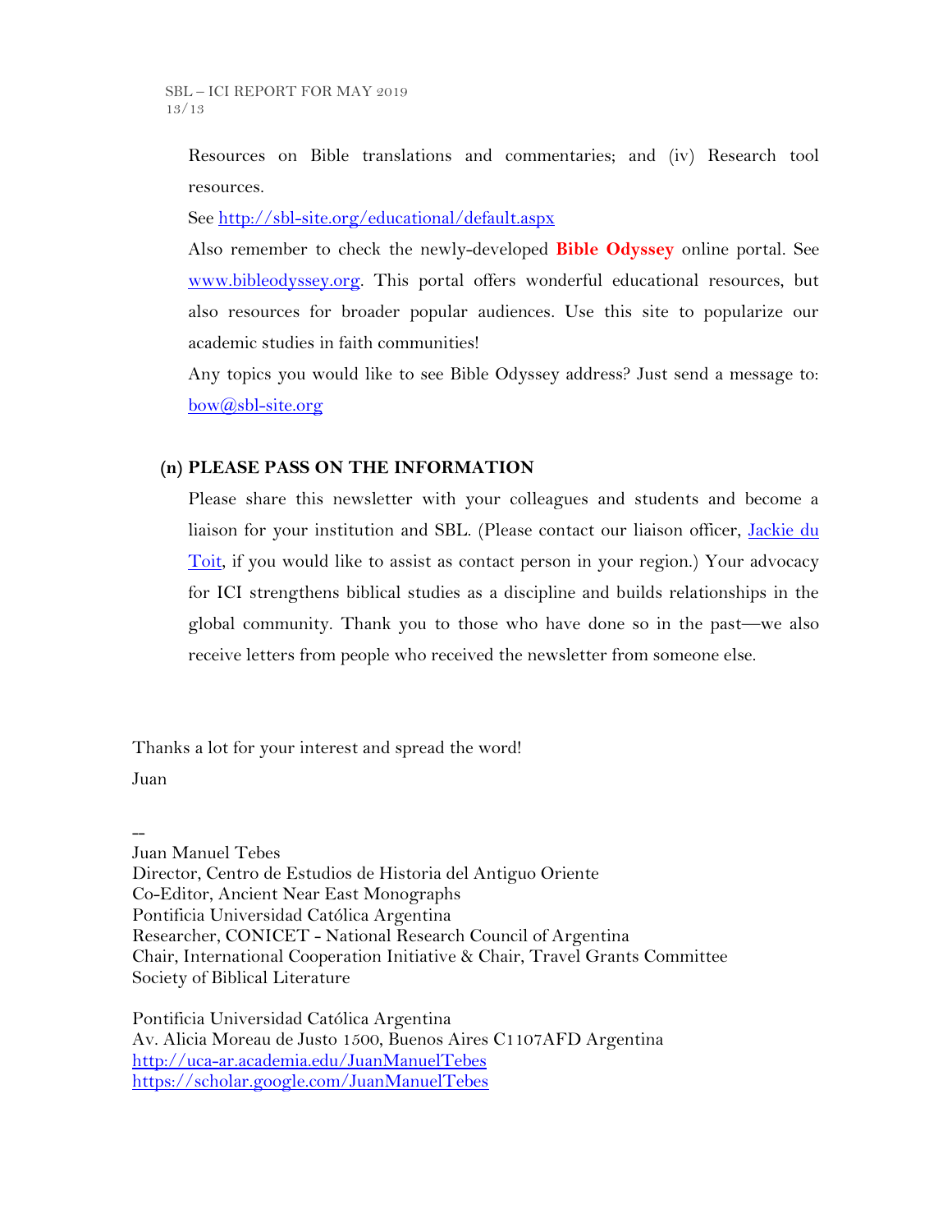Resources on Bible translations and commentaries; and (iv) Research tool resources.

See [http://sbl-site.org/educational/default.aspx](http://sbl-site.org/educational/default.aspx)

Also remember to check the newly-developed **Bible Odyssey** online portal. See [www.bibleodyssey.org](http://www.bibleodyssey.org). This portal offers wonderful educational resources, but also resources for broader popular audiences. Use this site to popularize our academic studies in faith communities!

Any topics you would like to see Bible Odyssey address? Just send a message to: [bow@sbl-site.org](mailto:bow@sbl-site.org)

**(n) PLEASE PASS ON THE INFORMATION**

Please share this newsletter with your colleagues and students and become a liaison for your institution and SBL. (Please contact our liaison officer, Jackie du Toit, if you would like to assist as contact person in your region.) Your advocacy for ICI strengthens biblical studies as a discipline and builds relationships in the global community. Thank you to those who have done so in the past—we also receive letters from people who received the newsletter from someone else.

Thanks a lot for your interest and spread the word!

Juan

--
Juan Manuel Tebes
Director, Centro de Estudios de Historia del Antiguo Oriente
Co-Editor, Ancient Near East Monographs
Pontificia Universidad Católica Argentina
Researcher, CONICET - National Research Council of Argentina
Chair, International Cooperation Initiative & Chair, Travel Grants Committee
Society of Biblical Literature

Pontificia Universidad Católica Argentina
Av. Alicia Moreau de Justo 1500, Buenos Aires C1107AFD Argentina
[http://uca-ar.academia.edu/JuanManuelTebes](http://uca-ar.academia.edu/JuanManuelTebes)
[https://scholar.google.com/JuanManuelTebes](https://scholar.google.com/JuanManuelTebes)